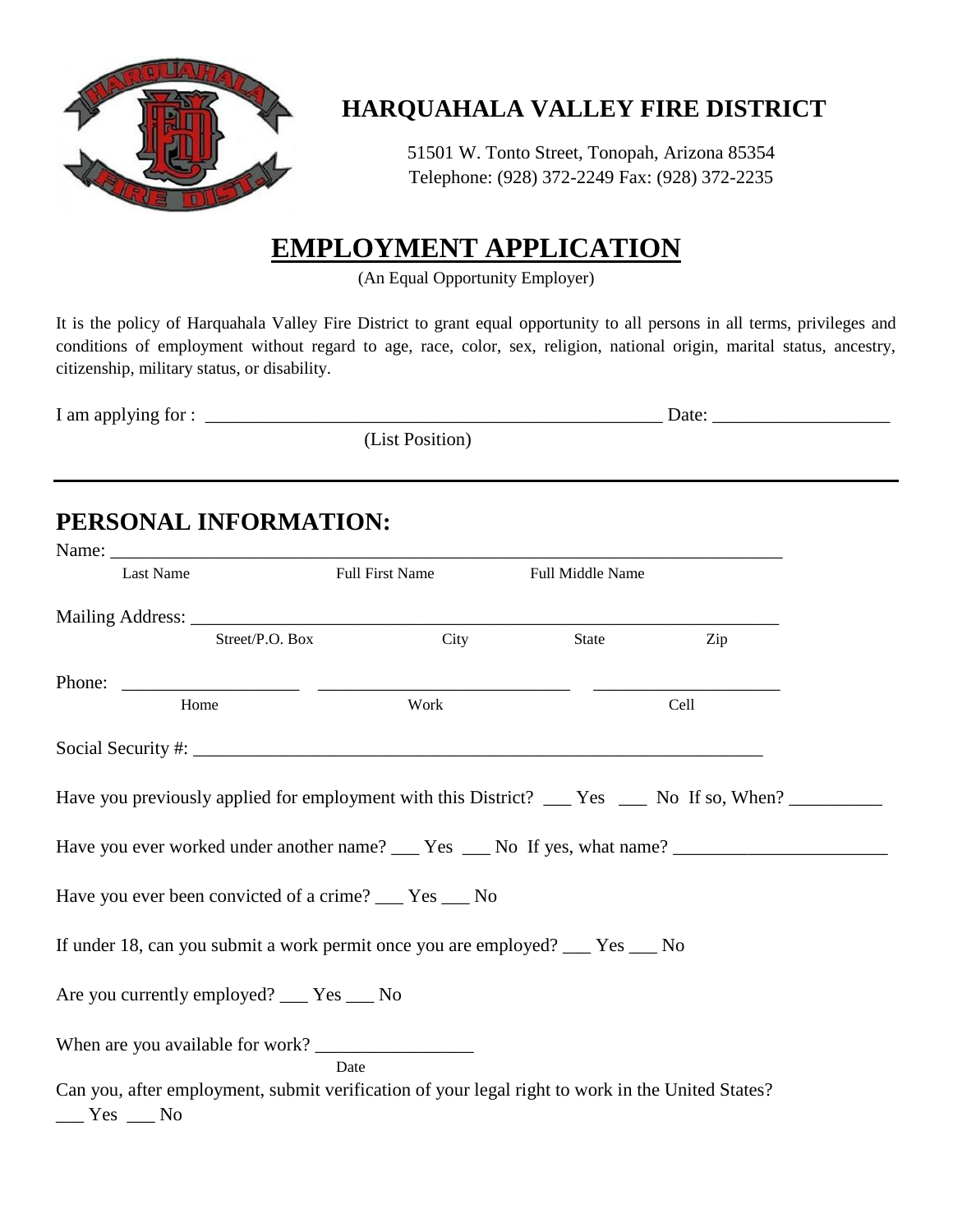# HARQUAHALA VALLEY FIRE DISTRICT

51501 W. Tonto Street, Tonopah, Arizona 85354
Telephone: (928) 372-2249 Fax: (928) 372-2235

## EMPLOYMENT APPLICATION

(An Equal Opportunity Employer)

It is the policy of Harquahala Valley Fire District to grant equal opportunity to all persons in all terms, privileges and conditions of employment without regard to age, race, color, sex, religion, national origin, marital status, ancestry, citizenship, military status, or disability.

I am applying for : ___________________________________________________ Date: ___________________
(List Position)

---

## PERSONAL INFORMATION:

Name: ___________________________________________________________________________
Last Name Full First Name Full Middle Name

Mailing Address: _________________________________________________________________
Street/P.O. Box City State Zip

Phone: ___________________ ___________________________ ____________________
Home Work Cell

Social Security #: ____________________________________________________________

Have you previously applied for employment with this District? ___ Yes ___ No If so, When? __________

Have you ever worked under another name? ___ Yes ___ No If yes, what name? _______________________

Have you ever been convicted of a crime? ___ Yes ___ No

If under 18, can you submit a work permit once you are employed? ___ Yes ___ No

Are you currently employed? ___ Yes ___ No

When are you available for work? _________________
Date

Can you, after employment, submit verification of your legal right to work in the United States?
___ Yes ___ No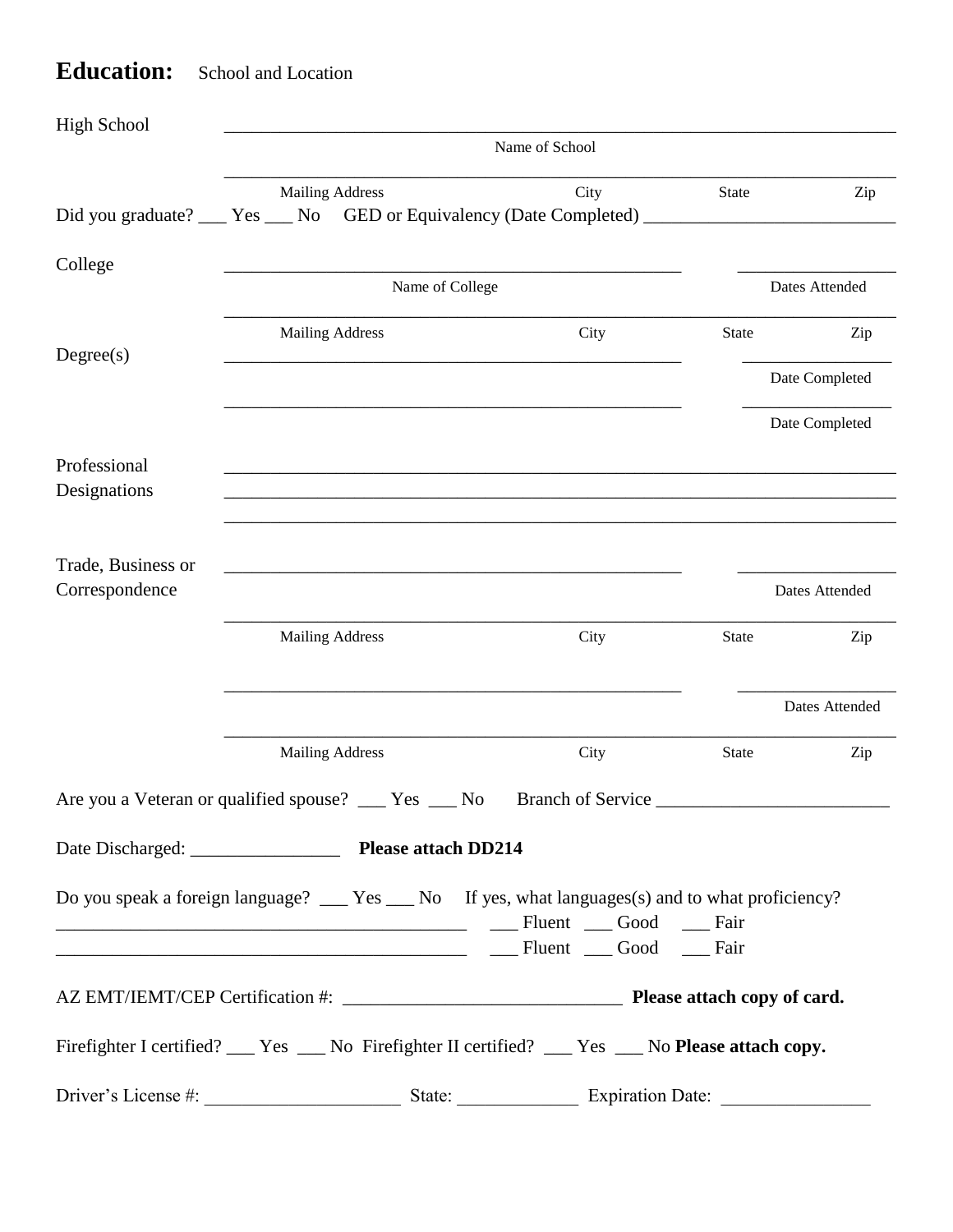## **Education:** School and Location

High School ________________________________________________

Name of School

________________________________________________

Mailing Address City State Zip

Did you graduate? ___ Yes ___ No GED or Equivalency (Date Completed) ____________________

College ____________________________________ ______________

Name of College Dates Attended

________________________________________________

Mailing Address City State Zip

Degree(s) ____________________________________ ______________

Date Completed

____________________________________ ______________

Date Completed

Professional Designations ________________________________________________

________________________________________________

________________________________________________

Trade, Business or Correspondence ____________________________________ ______________

Dates Attended

________________________________________________

Mailing Address City State Zip

____________________________________ ______________

Dates Attended

________________________________________________

Mailing Address City State Zip

Are you a Veteran or qualified spouse? ___ Yes ___ No Branch of Service ____________________

Date Discharged: ______________ **Please attach DD214**

Do you speak a foreign language? ___ Yes ___ No If yes, what languages(s) and to what proficiency?

____________________________________ ___ Fluent ___ Good ___ Fair

____________________________________ ___ Fluent ___ Good ___ Fair

AZ EMT/IEMT/CEP Certification #: __________________________ **Please attach copy of card.**

Firefighter I certified? ___ Yes ___ No Firefighter II certified? ___ Yes ___ No **Please attach copy.**

Driver's License #: __________________ State: ___________ Expiration Date: ______________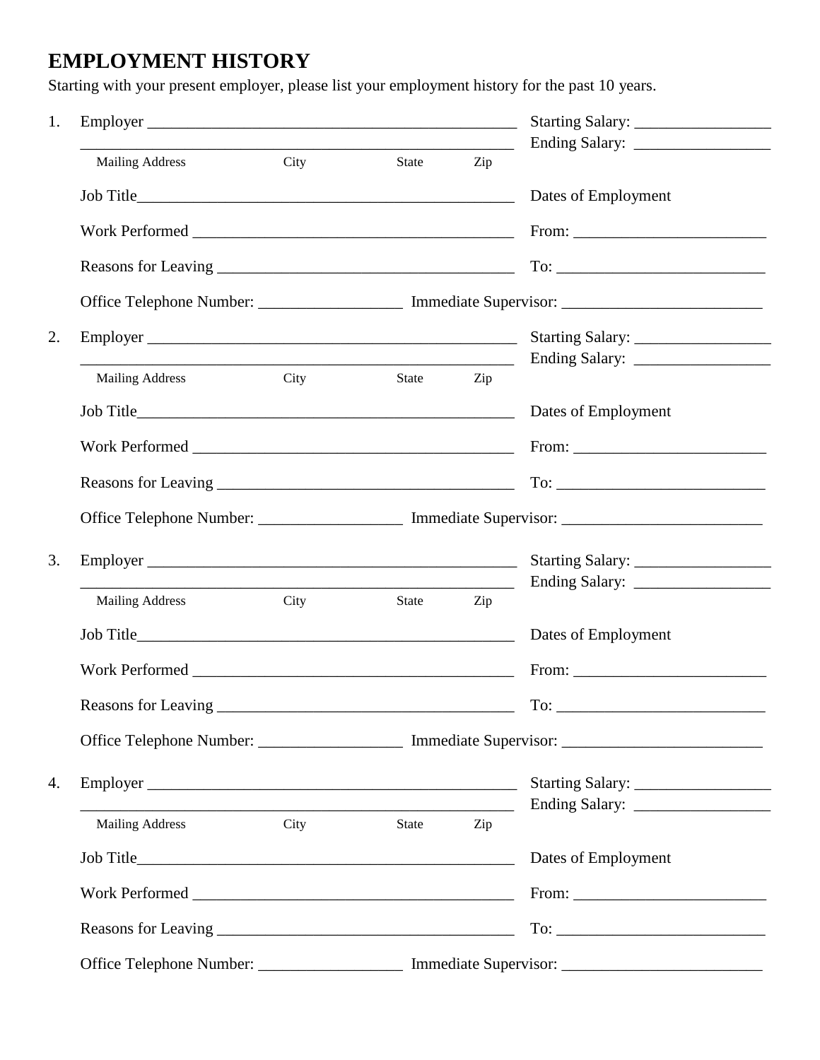## EMPLOYMENT HISTORY

Starting with your present employer, please list your employment history for the past 10 years.

1. Employer ______________________________________________ Starting Salary: ________________
   ______________________________________________ Ending Salary: ________________
   Mailing Address City State Zip

   Job Title______________________________________________ Dates of Employment

   Work Performed ________________________________________ From: ______________________

   Reasons for Leaving ____________________________________ To: ________________________

   Office Telephone Number: _________________ Immediate Supervisor: ________________________

2. Employer ______________________________________________ Starting Salary: ________________
   ______________________________________________ Ending Salary: ________________
   Mailing Address City State Zip

   Job Title______________________________________________ Dates of Employment

   Work Performed ________________________________________ From: ______________________

   Reasons for Leaving ____________________________________ To: ________________________

   Office Telephone Number: _________________ Immediate Supervisor: ________________________

3. Employer ______________________________________________ Starting Salary: ________________
   ______________________________________________ Ending Salary: ________________
   Mailing Address City State Zip

   Job Title______________________________________________ Dates of Employment

   Work Performed ________________________________________ From: ______________________

   Reasons for Leaving ____________________________________ To: ________________________

   Office Telephone Number: _________________ Immediate Supervisor: ________________________

4. Employer ______________________________________________ Starting Salary: ________________
   ______________________________________________ Ending Salary: ________________
   Mailing Address City State Zip

   Job Title______________________________________________ Dates of Employment

   Work Performed ________________________________________ From: ______________________

   Reasons for Leaving ____________________________________ To: ________________________

   Office Telephone Number: _________________ Immediate Supervisor: ________________________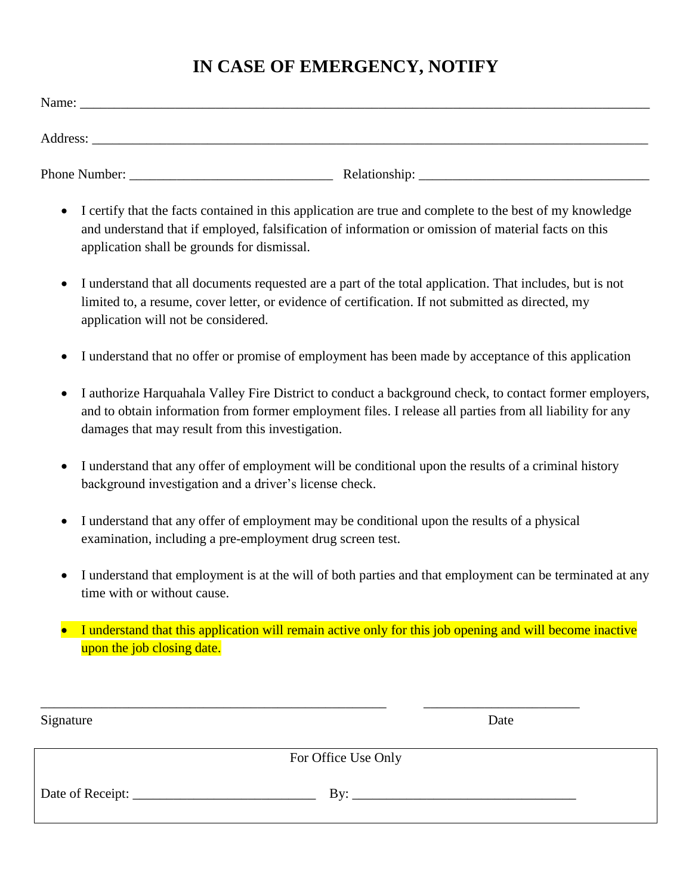# IN CASE OF EMERGENCY, NOTIFY

Name: ______________________________________________________________________________

Address: ____________________________________________________________________________

Phone Number: ______________________________ Relationship: __________________________________

- I certify that the facts contained in this application are true and complete to the best of my knowledge and understand that if employed, falsification of information or omission of material facts on this application shall be grounds for dismissal.

- I understand that all documents requested are a part of the total application. That includes, but is not limited to, a resume, cover letter, or evidence of certification. If not submitted as directed, my application will not be considered.

- I understand that no offer or promise of employment has been made by acceptance of this application

- I authorize Harquahala Valley Fire District to conduct a background check, to contact former employers, and to obtain information from former employment files. I release all parties from all liability for any damages that may result from this investigation.

- I understand that any offer of employment will be conditional upon the results of a criminal history background investigation and a driver's license check.

- I understand that any offer of employment may be conditional upon the results of a physical examination, including a pre-employment drug screen test.

- I understand that employment is at the will of both parties and that employment can be terminated at any time with or without cause.

- I understand that this application will remain active only for this job opening and will become inactive upon the job closing date.

___________________________________________________ _______________________

Signature Date

For Office Use Only

Date of Receipt: ___________________________ By: _________________________________